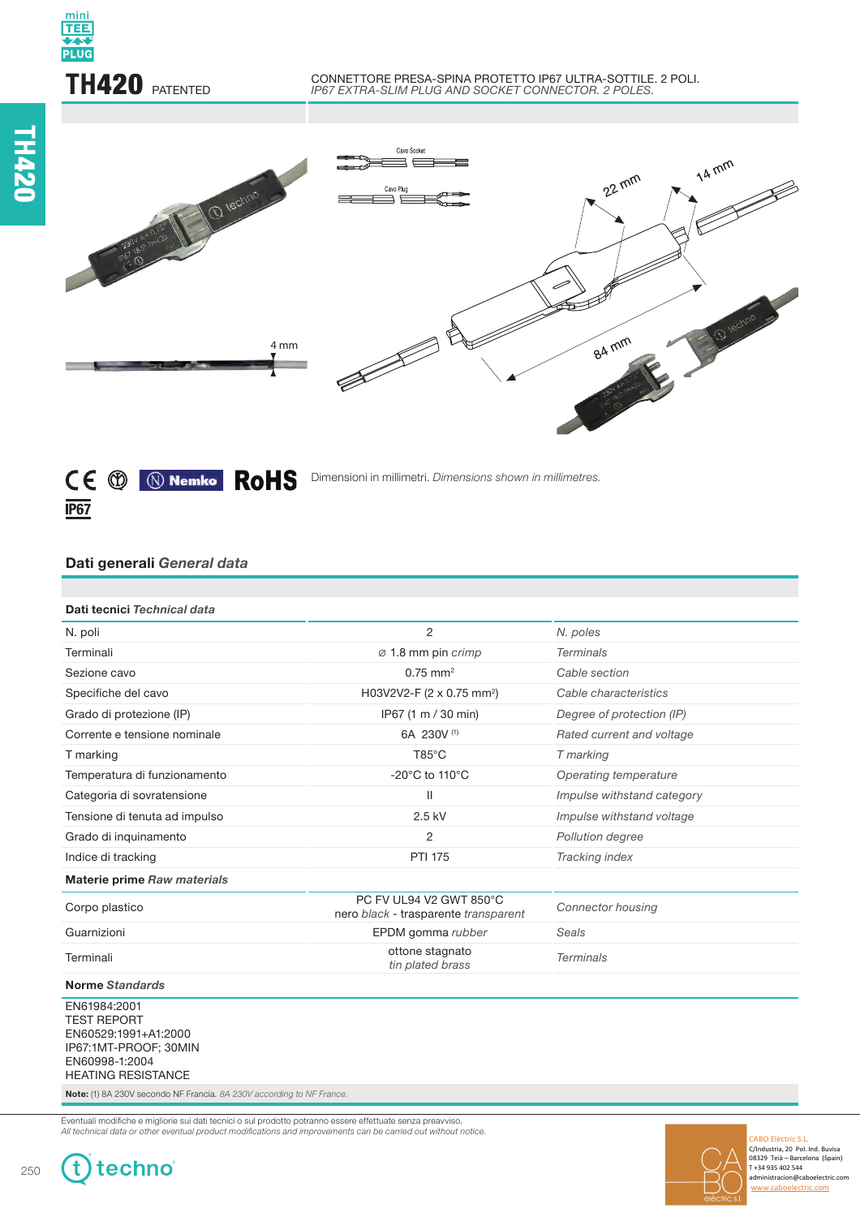# TH420 PATENTED

CONNETTORE PRESA-SPINA PROTETTO IP67 ULTRA-SOTTILE. 2 POLI.
*IP67 EXTRA-SLIM PLUG AND SOCKET CONNECTOR. 2 POLES.*

IP67

Dimensioni in millimetri. *Dimensions shown in millimetres.*

## Dati generali *General data*

| Dati tecnici *Technical data* | | |
|---|---|---|
| N. poli | 2 | *N. poles* |
| Terminali | ⌀ 1.8 mm pin *crimp* | *Terminals* |
| Sezione cavo | 0.75 $mm^2$ | *Cable section* |
| Specifiche del cavo | H03V2V2-F (2 x 0.75 $mm^2$) | *Cable characteristics* |
| Grado di protezione (IP) | IP67 (1 m / 30 min) | *Degree of protection (IP)* |
| Corrente e tensione nominale | 6A 230V (1) | *Rated current and voltage* |
| T marking | T85°C | *T marking* |
| Temperatura di funzionamento | -20°C to 110°C | *Operating temperature* |
| Categoria di sovratensione | II | *Impulse withstand category* |
| Tensione di tenuta ad impulso | 2.5 kV | *Impulse withstand voltage* |
| Grado di inquinamento | 2 | *Pollution degree* |
| Indice di tracking | PTI 175 | *Tracking index* |
| **Materie prime *Raw materials*** | | |
| Corpo plastico | PC FV UL94 V2 GWT 850°C<br>nero *black* - trasparente *transparent* | *Connector housing* |
| Guarnizioni | EPDM gomma *rubber* | *Seals* |
| Terminali | ottone stagnato<br>*tin plated brass* | *Terminals* |

**Norme *Standards***

EN61984:2001
TEST REPORT
EN60529:1991+A1:2000
IP67:1MT-PROOF; 30MIN
EN60998-1:2004
HEATING RESISTANCE

**Note:** (1) 8A 230V secondo NF Francia. *8A 230V according to NF France.*

Eventuali modifiche e migliorie sui dati tecnici o sul prodotto potranno essere effettuate senza preavviso.
*All technical data or other eventual product modifications and improvements can be carried out without notice.*

CABO Elèctric S.L.
C/Industria, 20 Pol. Ind. Buvisa
08329 Teià – Barcelona (Spain)
T +34 935 402 544
administracion@caboelectric.com
www.caboelectric.com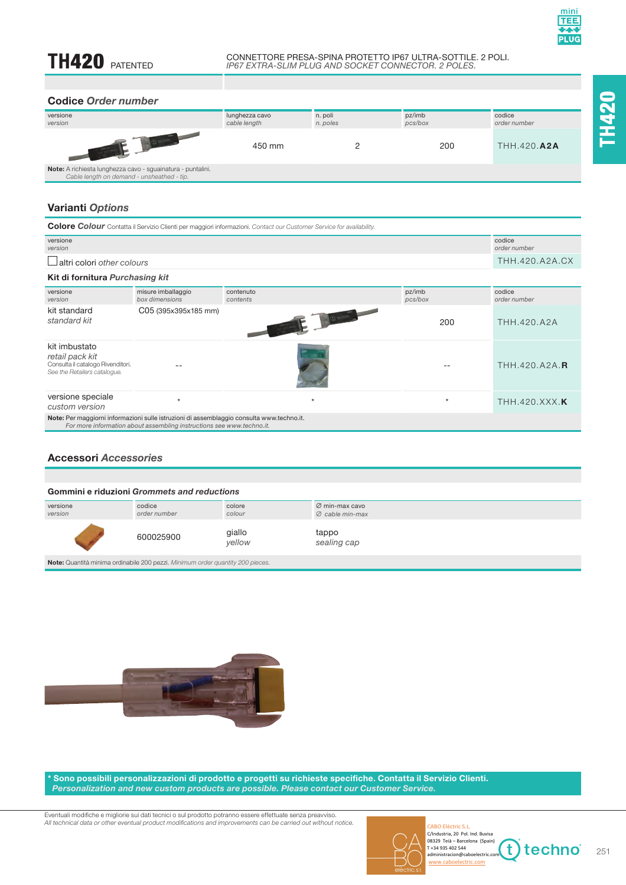# TH420 PATENTED

CONNETTORE PRESA-SPINA PROTETTO IP67 ULTRA-SOTTILE. 2 POLI.
*IP67 EXTRA-SLIM PLUG AND SOCKET CONNECTOR. 2 POLES.*

## Codice *Order number*

| versione *version* | lunghezza cavo *cable length* | n. poli *n. poles* | pz/imb *pcs/box* | codice *order number* |
|---|---|---|---|---|
| | 450 mm | 2 | 200 | THH.420.**A2A** |

**Note:** A richiesta lunghezza cavo - sguainatura - puntalini.
*Cable length on demand - unsheathed - tip.*

## Varianti *Options*

**Colore** ***Colour*** Contatta il Servizio Clienti per maggiori informazioni. *Contact our Customer Service for availability.*

| versione *version* | codice *order number* |
|---|---|
| ☐ altri colori *other colours* | THH.420.A2A.CX |

**Kit di fornitura** ***Purchasing kit***

| versione *version* | misure imballaggio *box dimensions* | contenuto *contents* | pz/imb *pcs/box* | codice *order number* |
|---|---|---|---|---|
| kit standard *standard kit* | C05 (395x395x185 mm) | | 200 | THH.420.A2A |
| kit imbustato *retail pack kit* Consulta il catalogo Rivenditori. *See the Retailers catalogue.* | -- | | -- | THH.420.A2A.**R** |
| versione speciale *custom version* | * | * | * | THH.420.XXX.**K** |

**Note:** Per maggiorni informazioni sulle istruzioni di assemblaggio consulta www.techno.it.
*For more information about assembling instructions see www.techno.it.*

## Accessori *Accessories*

**Gommini e riduzioni** ***Grommets and reductions***

| versione *version* | codice *order number* | colore *colour* | Ø min-max cavo *Ø cable min-max* |
|---|---|---|---|
| | 600025900 | giallo *yellow* | tappo *sealing cap* |

**Note:** Quantità minima ordinabile 200 pezzi. *Minimum order quantity 200 pieces.*

**\* Sono possibili personalizzazioni di prodotto e progetti su richieste specifiche. Contatta il Servizio Clienti.**
***Personalization and new custom products are possible. Please contact our Customer Service.***

Eventuali modifiche e migliorie sui dati tecnici o sul prodotto potranno essere effettuate senza preavviso.
*All technical data or other eventual product modifications and improvements can be carried out without notice.*

CABO Elèctric S.L.
C/Indústria, 20 Pol. Ind. Buvisa
08329 Teià – Barcelona (Spain)
T +34 935 402 544
administracion@caboelectric.com
www.caboelectric.com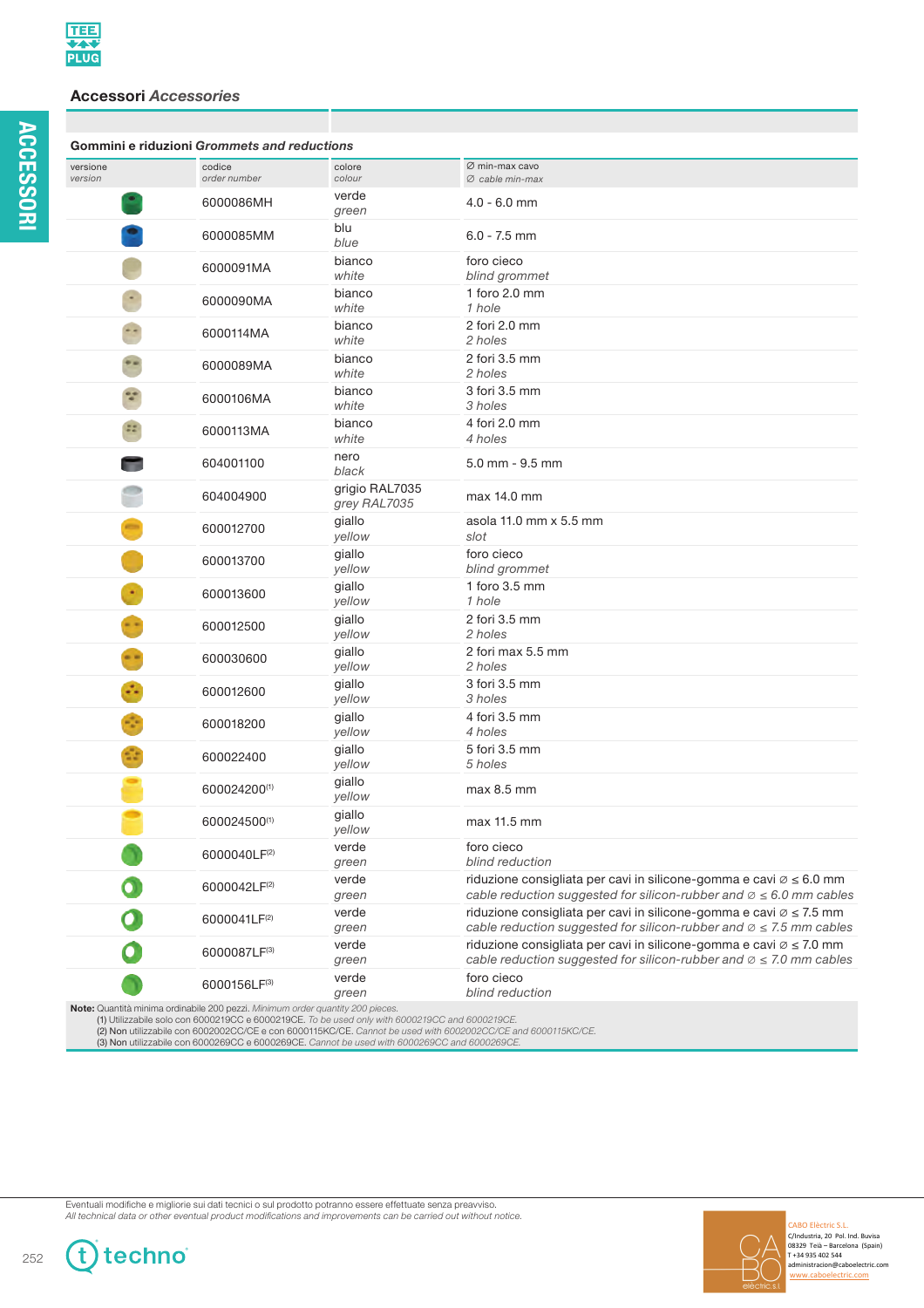## Accessori *Accessories*

### Gommini e riduzioni *Grommets and reductions*

| versione *version* | codice *order number* | colore *colour* | ∅ min-max cavo *∅ cable min-max* |
|---|---|---|---|
| | 6000086MH | verde *green* | 4.0 - 6.0 mm |
| | 6000085MM | blu *blue* | 6.0 - 7.5 mm |
| | 6000091MA | bianco *white* | foro cieco *blind grommet* |
| | 6000090MA | bianco *white* | 1 foro 2.0 mm *1 hole* |
| | 6000114MA | bianco *white* | 2 fori 2.0 mm *2 holes* |
| | 6000089MA | bianco *white* | 2 fori 3.5 mm *2 holes* |
| | 6000106MA | bianco *white* | 3 fori 3.5 mm *3 holes* |
| | 6000113MA | bianco *white* | 4 fori 2.0 mm *4 holes* |
| | 604001100 | nero *black* | 5.0 mm - 9.5 mm |
| | 604004900 | grigio RAL7035 *grey RAL7035* | max 14.0 mm |
| | 600012700 | giallo *yellow* | asola 11.0 mm x 5.5 mm *slot* |
| | 600013700 | giallo *yellow* | foro cieco *blind grommet* |
| | 600013600 | giallo *yellow* | 1 foro 3.5 mm *1 hole* |
| | 600012500 | giallo *yellow* | 2 fori 3.5 mm *2 holes* |
| | 600030600 | giallo *yellow* | 2 fori max 5.5 mm *2 holes* |
| | 600012600 | giallo *yellow* | 3 fori 3.5 mm *3 holes* |
| | 600018200 | giallo *yellow* | 4 fori 3.5 mm *4 holes* |
| | 600022400 | giallo *yellow* | 5 fori 3.5 mm *5 holes* |
| | 600024200[1] | giallo *yellow* | max 8.5 mm |
| | 600024500[1] | giallo *yellow* | max 11.5 mm |
| | 6000040LF[2] | verde *green* | foro cieco *blind reduction* |
| | 6000042LF[2] | verde *green* | riduzione consigliata per cavi in silicone-gomma e cavi ∅ ≤ 6.0 mm *cable reduction suggested for silicon-rubber and ∅ ≤ 6.0 mm cables* |
| | 6000041LF[2] | verde *green* | riduzione consigliata per cavi in silicone-gomma e cavi ∅ ≤ 7.5 mm *cable reduction suggested for silicon-rubber and ∅ ≤ 7.5 mm cables* |
| | 6000087LF[3] | verde *green* | riduzione consigliata per cavi in silicone-gomma e cavi ∅ ≤ 7.0 mm *cable reduction suggested for silicon-rubber and ∅ ≤ 7.0 mm cables* |
| | 6000156LF[3] | verde *green* | foro cieco *blind reduction* |

**Note:** Quantità minima ordinabile 200 pezzi. *Minimum order quantity 200 pieces.*
(1) Utilizzabile solo con 6000219CC e 6000219CE. *To be used only with 6000219CC and 6000219CE.*
(2) Non utilizzabile con 6002002CC/CE e con 6000115KC/CE. *Cannot be used with 6002002CC/CE and 6000115KC/CE.*
(3) Non utilizzabile con 6000269CC e 6000269CE. *Cannot be used with 6000269CC and 6000269CE.*

Eventuali modifiche e migliorie sui dati tecnici o sul prodotto potranno essere effettuate senza preavviso.
*All technical data or other eventual product modifications and improvements can be carried out without notice.*

CABO Electric S.L.
C/Industria, 20 Pol. Ind. Buvisa
08329 Teià – Barcelona (Spain)
T +34 935 402 544
administracion@caboelectric.com
www.caboelectric.com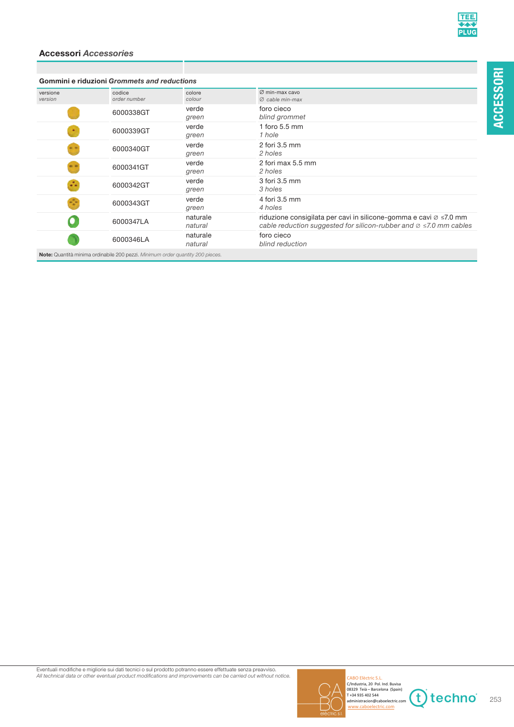## Accessori *Accessories*

### Gommini e riduzioni *Grommets and reductions*

| versione *version* | codice *order number* | colore *colour* | ∅ min-max cavo *∅ cable min-max* |
|---|---|---|---|
| | 6000338GT | verde *green* | foro cieco *blind grommet* |
| | 6000339GT | verde *green* | 1 foro 5.5 mm *1 hole* |
| | 6000340GT | verde *green* | 2 fori 3.5 mm *2 holes* |
| | 6000341GT | verde *green* | 2 fori max 5.5 mm *2 holes* |
| | 6000342GT | verde *green* | 3 fori 3.5 mm *3 holes* |
| | 6000343GT | verde *green* | 4 fori 3.5 mm *4 holes* |
| | 6000347LA | naturale *natural* | riduzione consigilata per cavi in silicone-gomma e cavi ∅ ≤7.0 mm *cable reduction suggested for silicon-rubber and ∅ ≤7.0 mm cables* |
| | 6000346LA | naturale *natural* | foro cieco *blind reduction* |

**Note:** Quantità minima ordinabile 200 pezzi. *Minimum order quantity 200 pieces.*

Eventuali modifiche e migliorie sui dati tecnici o sul prodotto potranno essere effettuate senza preavviso.
*All technical data or other eventual product modifications and improvements can be carried out without notice.*

CABO Elèctric S.L.
C/Industria, 20 Pol. Ind. Buvisa
08329 Teià – Barcelona (Spain)
T +34 935 402 544
administracion@caboelectric.com
www.caboelectric.com